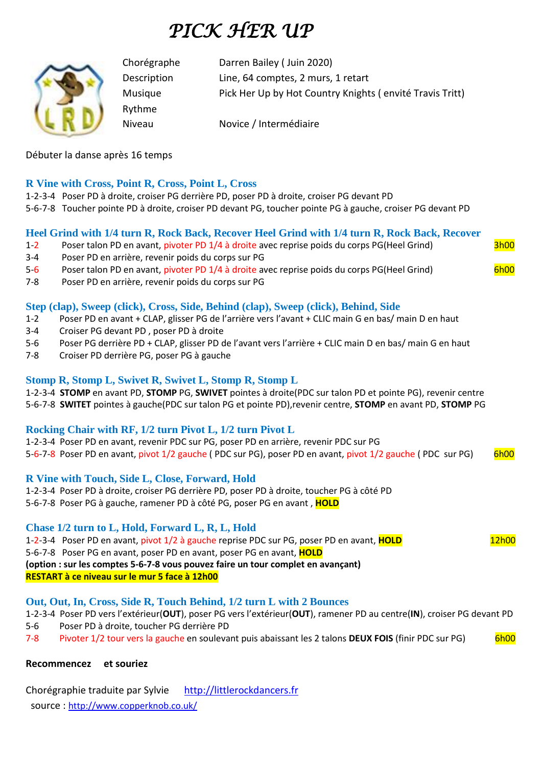# *PICK HER UP*

| | |
|---|---|
| Chorégraphe | Darren Bailey ( Juin 2020) |
| Description | Line, 64 comptes, 2 murs, 1 retart |
| Musique | Pick Her Up by Hot Country Knights ( envité Travis Tritt) |
| Rythme | |
| Niveau | Novice / Intermédiaire |

Débuter la danse après 16 temps

### R Vine with Cross, Point R, Cross, Point L, Cross

1-2-3-4 Poser PD à droite, croiser PG derrière PD, poser PD à droite, croiser PG devant PD
5-6-7-8 Toucher pointe PD à droite, croiser PD devant PG, toucher pointe PG à gauche, croiser PG devant PD

### Heel Grind with 1/4 turn R, Rock Back, Recover Heel Grind with 1/4 turn R, Rock Back, Recover

1-2 Poser talon PD en avant, pivoter PD 1/4 à droite avec reprise poids du corps PG(Heel Grind) 3h00
3-4 Poser PD en arrière, revenir poids du corps sur PG
5-6 Poser talon PD en avant, pivoter PD 1/4 à droite avec reprise poids du corps PG(Heel Grind) 6h00
7-8 Poser PD en arrière, revenir poids du corps sur PG

### Step (clap), Sweep (click), Cross, Side, Behind (clap), Sweep (click), Behind, Side

1-2 Poser PD en avant + CLAP, glisser PG de l'arrière vers l'avant + CLIC main G en bas/ main D en haut
3-4 Croiser PG devant PD , poser PD à droite
5-6 Poser PG derrière PD + CLAP, glisser PD de l'avant vers l'arrière + CLIC main D en bas/ main G en haut
7-8 Croiser PD derrière PG, poser PG à gauche

### Stomp R, Stomp L, Swivet R, Swivet L, Stomp R, Stomp L

1-2-3-4 **STOMP** en avant PD, **STOMP** PG, **SWIVET** pointes à droite(PDC sur talon PD et pointe PG), revenir centre
5-6-7-8 **SWITET** pointes à gauche(PDC sur talon PG et pointe PD),revenir centre, **STOMP** en avant PD, **STOMP** PG

### Rocking Chair with RF, 1/2 turn Pivot L, 1/2 turn Pivot L

1-2-3-4 Poser PD en avant, revenir PDC sur PG, poser PD en arrière, revenir PDC sur PG
5-6-7-8 Poser PD en avant, pivot 1/2 gauche ( PDC sur PG), poser PD en avant, pivot 1/2 gauche ( PDC sur PG) 6h00

### R Vine with Touch, Side L, Close, Forward, Hold

1-2-3-4 Poser PD à droite, croiser PG derrière PD, poser PD à droite, toucher PG à côté PD
5-6-7-8 Poser PG à gauche, ramener PD à côté PG, poser PG en avant , **HOLD**

### Chase 1/2 turn to L, Hold, Forward L, R, L, Hold

1-2-3-4 Poser PD en avant, pivot 1/2 à gauche reprise PDC sur PG, poser PD en avant, **HOLD** 12h00
5-6-7-8 Poser PG en avant, poser PD en avant, poser PG en avant, **HOLD**
**(option : sur les comptes 5-6-7-8 vous pouvez faire un tour complet en avançant)**
**RESTART à ce niveau sur le mur 5 face à 12h00**

### Out, Out, In, Cross, Side R, Touch Behind, 1/2 turn L with 2 Bounces

1-2-3-4 Poser PD vers l'extérieur(**OUT**), poser PG vers l'extérieur(**OUT**), ramener PD au centre(**IN**), croiser PG devant PD
5-6 Poser PD à droite, toucher PG derrière PD
7-8 Pivoter 1/2 tour vers la gauche en soulevant puis abaissant les 2 talons **DEUX FOIS** (finir PDC sur PG) 6h00

**Recommencez et souriez**

Chorégraphie traduite par Sylvie http://littlerockdancers.fr
source : http://www.copperknob.co.uk/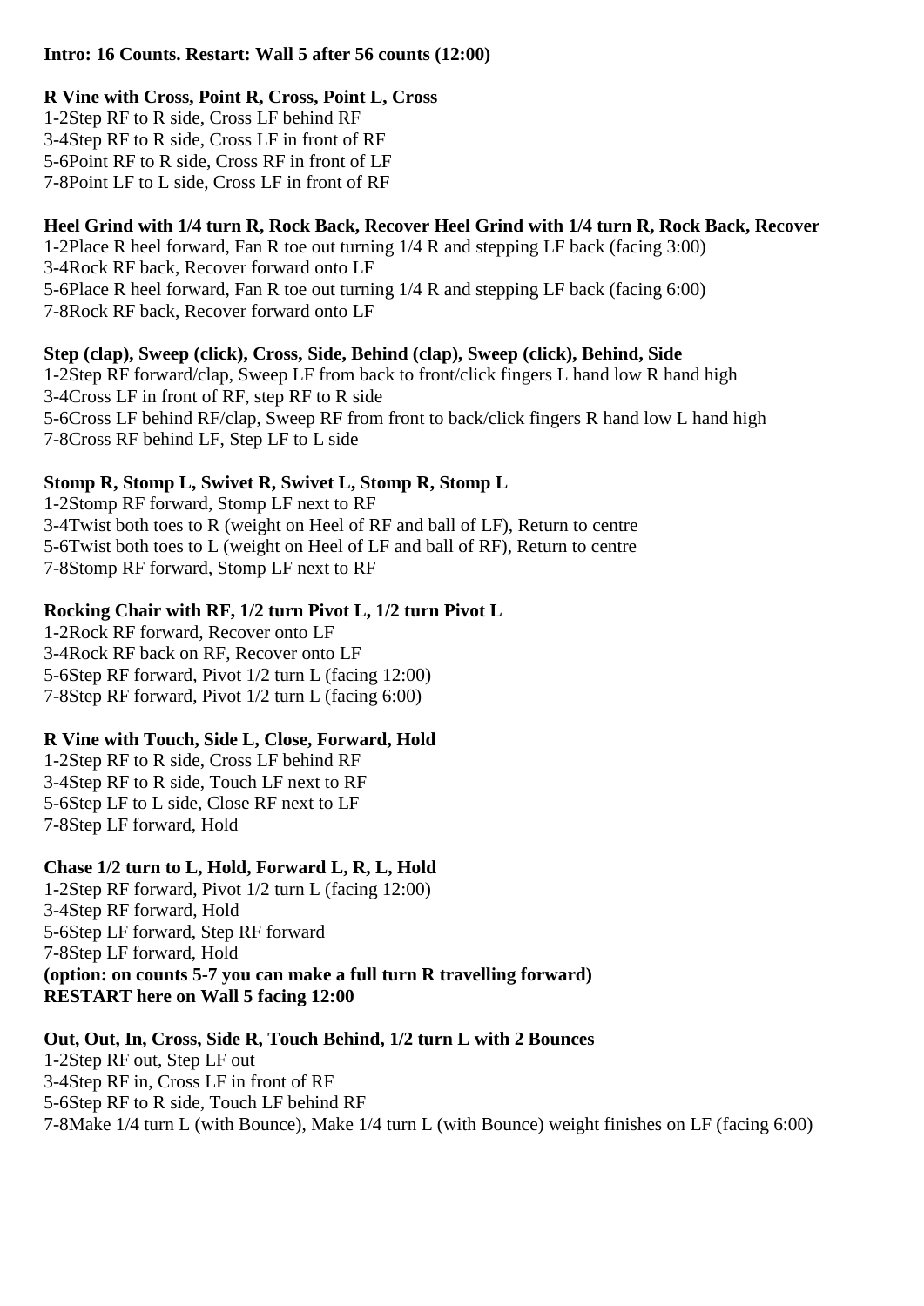**Intro: 16 Counts. Restart: Wall 5 after 56 counts (12:00)**

**R Vine with Cross, Point R, Cross, Point L, Cross**

1-2Step RF to R side, Cross LF behind RF
3-4Step RF to R side, Cross LF in front of RF
5-6Point RF to R side, Cross RF in front of LF
7-8Point LF to L side, Cross LF in front of RF

**Heel Grind with 1/4 turn R, Rock Back, Recover Heel Grind with 1/4 turn R, Rock Back, Recover**

1-2Place R heel forward, Fan R toe out turning 1/4 R and stepping LF back (facing 3:00)
3-4Rock RF back, Recover forward onto LF
5-6Place R heel forward, Fan R toe out turning 1/4 R and stepping LF back (facing 6:00)
7-8Rock RF back, Recover forward onto LF

**Step (clap), Sweep (click), Cross, Side, Behind (clap), Sweep (click), Behind, Side**

1-2Step RF forward/clap, Sweep LF from back to front/click fingers L hand low R hand high
3-4Cross LF in front of RF, step RF to R side
5-6Cross LF behind RF/clap, Sweep RF from front to back/click fingers R hand low L hand high
7-8Cross RF behind LF, Step LF to L side

**Stomp R, Stomp L, Swivet R, Swivet L, Stomp R, Stomp L**

1-2Stomp RF forward, Stomp LF next to RF
3-4Twist both toes to R (weight on Heel of RF and ball of LF), Return to centre
5-6Twist both toes to L (weight on Heel of LF and ball of RF), Return to centre
7-8Stomp RF forward, Stomp LF next to RF

**Rocking Chair with RF, 1/2 turn Pivot L, 1/2 turn Pivot L**

1-2Rock RF forward, Recover onto LF
3-4Rock RF back on RF, Recover onto LF
5-6Step RF forward, Pivot 1/2 turn L (facing 12:00)
7-8Step RF forward, Pivot 1/2 turn L (facing 6:00)

**R Vine with Touch, Side L, Close, Forward, Hold**

1-2Step RF to R side, Cross LF behind RF
3-4Step RF to R side, Touch LF next to RF
5-6Step LF to L side, Close RF next to LF
7-8Step LF forward, Hold

**Chase 1/2 turn to L, Hold, Forward L, R, L, Hold**

1-2Step RF forward, Pivot 1/2 turn L (facing 12:00)
3-4Step RF forward, Hold
5-6Step LF forward, Step RF forward
7-8Step LF forward, Hold
**(option: on counts 5-7 you can make a full turn R travelling forward)**
**RESTART here on Wall 5 facing 12:00**

**Out, Out, In, Cross, Side R, Touch Behind, 1/2 turn L with 2 Bounces**

1-2Step RF out, Step LF out
3-4Step RF in, Cross LF in front of RF
5-6Step RF to R side, Touch LF behind RF
7-8Make 1/4 turn L (with Bounce), Make 1/4 turn L (with Bounce) weight finishes on LF (facing 6:00)